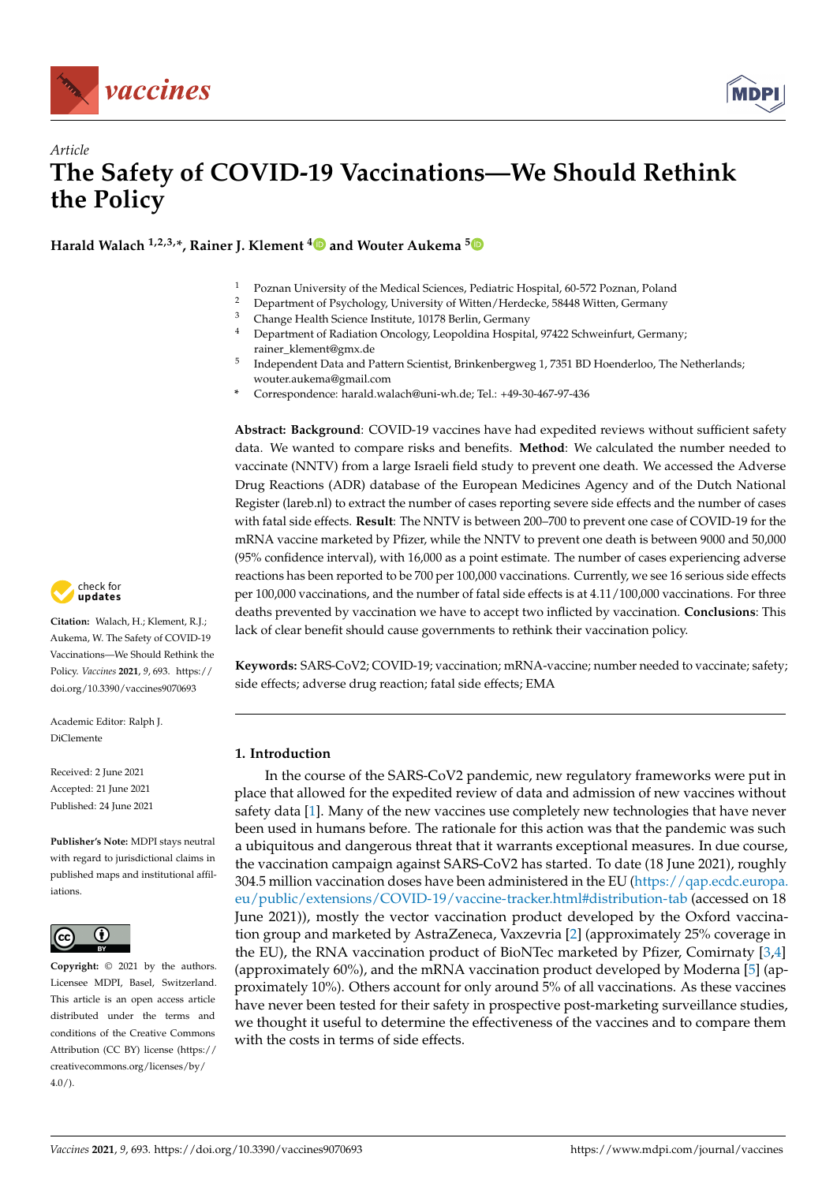*Article*

# The Safety of COVID-19 Vaccinations—We Should Rethink the Policy

**Harald Walach [1,2,3,*], Rainer J. Klement [4] and Wouter Aukema [5]**

1 Poznan University of the Medical Sciences, Pediatric Hospital, 60-572 Poznan, Poland
2 Department of Psychology, University of Witten/Herdecke, 58448 Witten, Germany
3 Change Health Science Institute, 10178 Berlin, Germany
4 Department of Radiation Oncology, Leopoldina Hospital, 97422 Schweinfurt, Germany; rainer_klement@gmx.de
5 Independent Data and Pattern Scientist, Brinkenbergweg 1, 7351 BD Hoenderloo, The Netherlands; wouter.aukema@gmail.com
\* Correspondence: harald.walach@uni-wh.de; Tel.: +49-30-467-97-436

**Abstract: Background**: COVID-19 vaccines have had expedited reviews without sufficient safety data. We wanted to compare risks and benefits. **Method**: We calculated the number needed to vaccinate (NNTV) from a large Israeli field study to prevent one death. We accessed the Adverse Drug Reactions (ADR) database of the European Medicines Agency and of the Dutch National Register (lareb.nl) to extract the number of cases reporting severe side effects and the number of cases with fatal side effects. **Result**: The NNTV is between 200–700 to prevent one case of COVID-19 for the mRNA vaccine marketed by Pfizer, while the NNTV to prevent one death is between 9000 and 50,000 (95% confidence interval), with 16,000 as a point estimate. The number of cases experiencing adverse reactions has been reported to be 700 per 100,000 vaccinations. Currently, we see 16 serious side effects per 100,000 vaccinations, and the number of fatal side effects is at 4.11/100,000 vaccinations. For three deaths prevented by vaccination we have to accept two inflicted by vaccination. **Conclusions**: This lack of clear benefit should cause governments to rethink their vaccination policy.

**Keywords:** SARS-CoV2; COVID-19; vaccination; mRNA-vaccine; number needed to vaccinate; safety; side effects; adverse drug reaction; fatal side effects; EMA

**Citation:** Walach, H.; Klement, R.J.; Aukema, W. The Safety of COVID-19 Vaccinations—We Should Rethink the Policy. *Vaccines* **2021**, *9*, 693. https://doi.org/10.3390/vaccines9070693

Academic Editor: Ralph J. DiClemente

Received: 2 June 2021
Accepted: 21 June 2021
Published: 24 June 2021

**Publisher's Note:** MDPI stays neutral with regard to jurisdictional claims in published maps and institutional affiliations.

**Copyright:** © 2021 by the authors. Licensee MDPI, Basel, Switzerland. This article is an open access article distributed under the terms and conditions of the Creative Commons Attribution (CC BY) license (https://creativecommons.org/licenses/by/4.0/).

## 1. Introduction

In the course of the SARS-CoV2 pandemic, new regulatory frameworks were put in place that allowed for the expedited review of data and admission of new vaccines without safety data [1]. Many of the new vaccines use completely new technologies that have never been used in humans before. The rationale for this action was that the pandemic was such a ubiquitous and dangerous threat that it warrants exceptional measures. In due course, the vaccination campaign against SARS-CoV2 has started. To date (18 June 2021), roughly 304.5 million vaccination doses have been administered in the EU (https://qap.ecdc.europa.eu/public/extensions/COVID-19/vaccine-tracker.html#distribution-tab (accessed on 18 June 2021)), mostly the vector vaccination product developed by the Oxford vaccination group and marketed by AstraZeneca, Vaxzevria [2] (approximately 25% coverage in the EU), the RNA vaccination product of BioNTec marketed by Pfizer, Comirnaty [3,4] (approximately 60%), and the mRNA vaccination product developed by Moderna [5] (approximately 10%). Others account for only around 5% of all vaccinations. As these vaccines have never been tested for their safety in prospective post-marketing surveillance studies, we thought it useful to determine the effectiveness of the vaccines and to compare them with the costs in terms of side effects.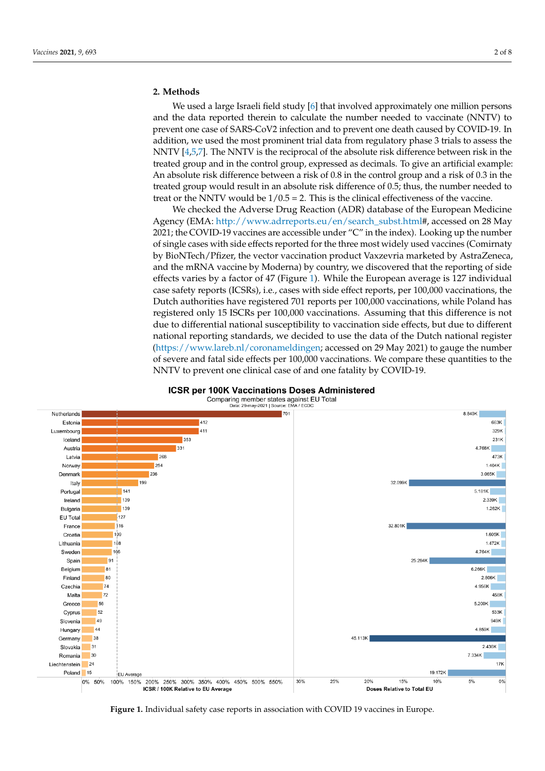## 2. Methods

We used a large Israeli field study [6] that involved approximately one million persons and the data reported therein to calculate the number needed to vaccinate (NNTV) to prevent one case of SARS-CoV2 infection and to prevent one death caused by COVID-19. In addition, we used the most prominent trial data from regulatory phase 3 trials to assess the NNTV [4,5,7]. The NNTV is the reciprocal of the absolute risk difference between risk in the treated group and in the control group, expressed as decimals. To give an artificial example: An absolute risk difference between a risk of 0.8 in the control group and a risk of 0.3 in the treated group would result in an absolute risk difference of 0.5; thus, the number needed to treat or the NNTV would be 1/0.5 = 2. This is the clinical effectiveness of the vaccine.

We checked the Adverse Drug Reaction (ADR) database of the European Medicine Agency (EMA: http://www.adrreports.eu/en/search_subst.html#, accessed on 28 May 2021; the COVID-19 vaccines are accessible under "C" in the index). Looking up the number of single cases with side effects reported for the three most widely used vaccines (Comirnaty by BioNTech/Pfizer, the vector vaccination product Vaxzevria marketed by AstraZeneca, and the mRNA vaccine by Moderna) by country, we discovered that the reporting of side effects varies by a factor of 47 (Figure 1). While the European average is 127 individual case safety reports (ICSRs), i.e., cases with side effect reports, per 100,000 vaccinations, the Dutch authorities have registered 701 reports per 100,000 vaccinations, while Poland has registered only 15 ISCRs per 100,000 vaccinations. Assuming that this difference is not due to differential national susceptibility to vaccination side effects, but due to different national reporting standards, we decided to use the data of the Dutch national register (https://www.lareb.nl/coronameldingen; accessed on 29 May 2021) to gauge the number of severe and fatal side effects per 100,000 vaccinations. We compare these quantities to the NNTV to prevent one clinical case of and one fatality by COVID-19.

**ICSR per 100K Vaccinations Doses Administered**
Comparing member states against EU Total
Data: 29-may-2021 | Source: EMA / ECDC

| Country | ICSR per 100K | Doses administered |
|---|---|---|
| Netherlands | 701 | 8.840K |
| Estonia | 412 | 663K |
| Luxembourg | 411 | 329K |
| Iceland | 353 | 231K |
| Austria | 331 | 4.768K |
| Latvia | 268 | 473K |
| Norway | 254 | 1.404K |
| Denmark | 236 | 3.065K |
| Italy | 199 | 32.099K |
| Portugal | 141 | 5.181K |
| Ireland | 139 | 2.339K |
| Bulgaria | 139 | 1.262K |
| EU Total | 127 | |
| France | 116 | 32.801K |
| Croatia | 109 | 1.605K |
| Lithuania | 108 | 1.472K |
| Sweden | 106 | 4.764K |
| Spain | 91 | 25.284K |
| Belgium | 81 | 6.266K |
| Finland | 80 | 2.806K |
| Czechia | 74 | 4.956K |
| Malta | 72 | 458K |
| Greece | 56 | 5.200K |
| Cyprus | 52 | 533K |
| Slovenia | 49 | 949K |
| Hungary | 44 | 4.859K |
| Germany | 38 | 45.113K |
| Slovakia | 31 | 2.436K |
| Romania | 30 | 7.334K |
| Liechtenstein | 24 | 17K |
| Poland | 15 | 19.172K |

ICSR / 100K Relative to EU Average; Doses Relative to Total EU

**Figure 1.** Individual safety case reports in association with COVID 19 vaccines in Europe.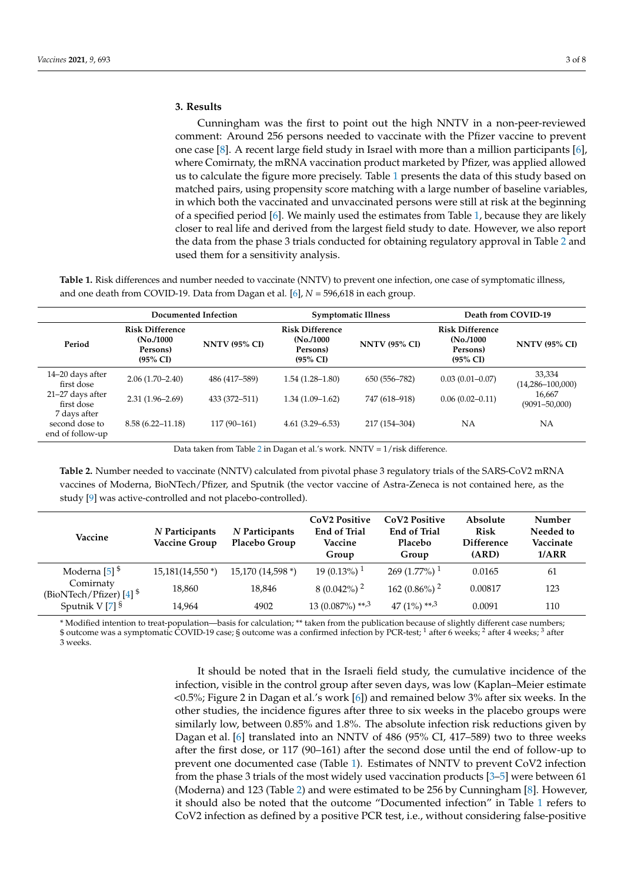## 3. Results

Cunningham was the first to point out the high NNTV in a non-peer-reviewed comment: Around 256 persons needed to vaccinate with the Pfizer vaccine to prevent one case [8]. A recent large field study in Israel with more than a million participants [6], where Comirnaty, the mRNA vaccination product marketed by Pfizer, was applied allowed us to calculate the figure more precisely. Table 1 presents the data of this study based on matched pairs, using propensity score matching with a large number of baseline variables, in which both the vaccinated and unvaccinated persons were still at risk at the beginning of a specified period [6]. We mainly used the estimates from Table 1, because they are likely closer to real life and derived from the largest field study to date. However, we also report the data from the phase 3 trials conducted for obtaining regulatory approval in Table 2 and used them for a sensitivity analysis.

**Table 1.** Risk differences and number needed to vaccinate (NNTV) to prevent one infection, one case of symptomatic illness, and one death from COVID-19. Data from Dagan et al. [6], *N* = 596,618 in each group.

| | Documented Infection | | Symptomatic Illness | | Death from COVID-19 | |
|---|---|---|---|---|---|---|
| **Period** | **Risk Difference (No./1000 Persons) (95% CI)** | **NNTV (95% CI)** | **Risk Difference (No./1000 Persons) (95% CI)** | **NNTV (95% CI)** | **Risk Difference (No./1000 Persons) (95% CI)** | **NNTV (95% CI)** |
| 14–20 days after first dose | 2.06 (1.70–2.40) | 486 (417–589) | 1.54 (1.28–1.80) | 650 (556–782) | 0.03 (0.01–0.07) | 33,334 (14,286–100,000) |
| 21–27 days after first dose | 2.31 (1.96–2.69) | 433 (372–511) | 1.34 (1.09–1.62) | 747 (618–918) | 0.06 (0.02–0.11) | 16,667 (9091–50,000) |
| 7 days after second dose to end of follow-up | 8.58 (6.22–11.18) | 117 (90–161) | 4.61 (3.29–6.53) | 217 (154–304) | NA | NA |

Data taken from Table 2 in Dagan et al.'s work. NNTV = 1/risk difference.

**Table 2.** Number needed to vaccinate (NNTV) calculated from pivotal phase 3 regulatory trials of the SARS-CoV2 mRNA vaccines of Moderna, BioNTech/Pfizer, and Sputnik (the vector vaccine of Astra-Zeneca is not contained here, as the study [9] was active-controlled and not placebo-controlled).

| Vaccine | *N* Participants Vaccine Group | *N* Participants Placebo Group | CoV2 Positive End of Trial Vaccine Group | CoV2 Positive End of Trial Placebo Group | Absolute Risk Difference (ARD) | Number Needed to Vaccinate 1/ARR |
|---|---|---|---|---|---|---|
| Moderna [5] $ | 15,181(14,550 *) | 15,170 (14,598 *) | 19 (0.13%) [1] | 269 (1.77%) [1] | 0.0165 | 61 |
| Comirnaty (BioNTech/Pfizer) [4] $ | 18,860 | 18,846 | 8 (0.042%) [2] | 162 (0.86%) [2] | 0.00817 | 123 |
| Sputnik V [7] § | 14,964 | 4902 | 13 (0.087%) [**,3] | 47 (1%) [**,3] | 0.0091 | 110 |

\* Modified intention to treat-population—basis for calculation; ** taken from the publication because of slightly different case numbers; $ outcome was a symptomatic COVID-19 case; § outcome was a confirmed infection by PCR-test; [1] after 6 weeks; [2] after 4 weeks; [3] after 3 weeks.

It should be noted that in the Israeli field study, the cumulative incidence of the infection, visible in the control group after seven days, was low (Kaplan–Meier estimate <0.5%; Figure 2 in Dagan et al.'s work [6]) and remained below 3% after six weeks. In the other studies, the incidence figures after three to six weeks in the placebo groups were similarly low, between 0.85% and 1.8%. The absolute infection risk reductions given by Dagan et al. [6] translated into an NNTV of 486 (95% CI, 417–589) two to three weeks after the first dose, or 117 (90–161) after the second dose until the end of follow-up to prevent one documented case (Table 1). Estimates of NNTV to prevent CoV2 infection from the phase 3 trials of the most widely used vaccination products [3–5] were between 61 (Moderna) and 123 (Table 2) and were estimated to be 256 by Cunningham [8]. However, it should also be noted that the outcome "Documented infection" in Table 1 refers to CoV2 infection as defined by a positive PCR test, i.e., without considering false-positive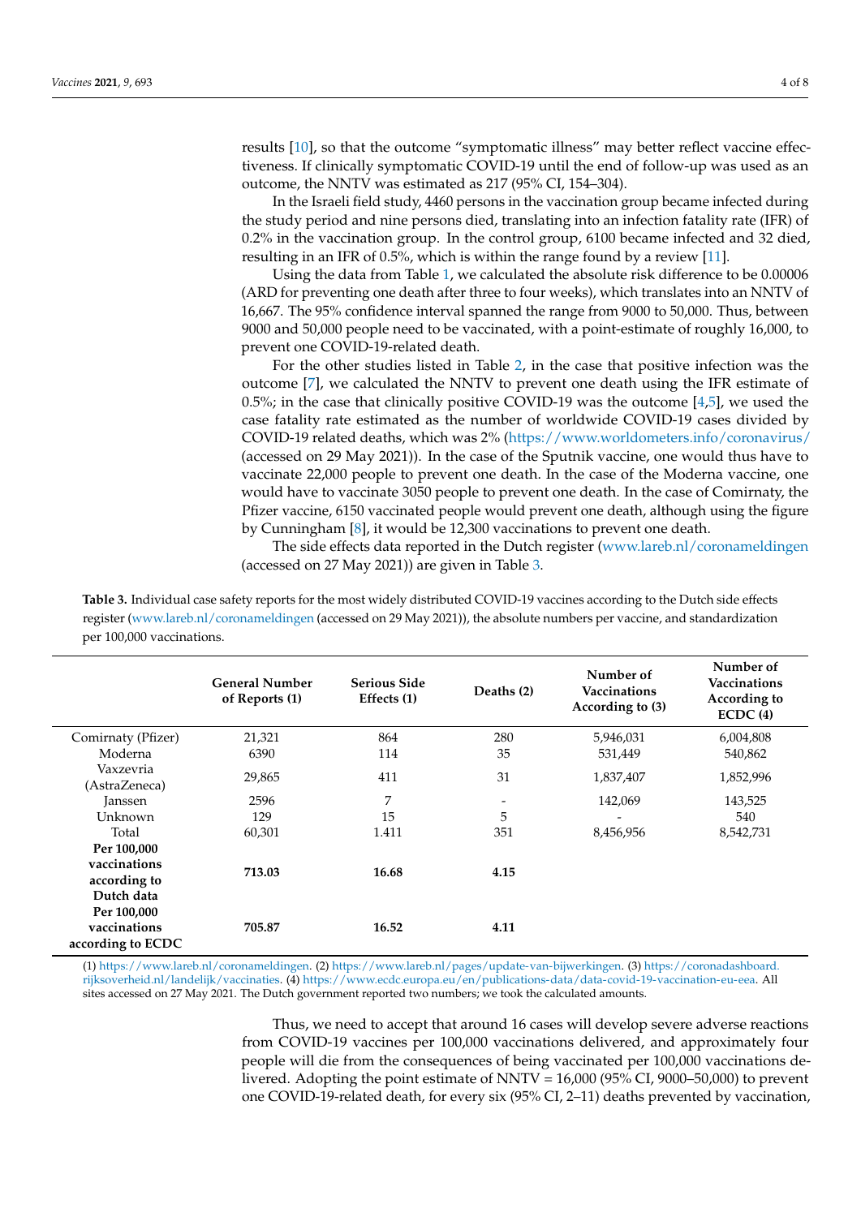results [10], so that the outcome "symptomatic illness" may better reflect vaccine effectiveness. If clinically symptomatic COVID-19 until the end of follow-up was used as an outcome, the NNTV was estimated as 217 (95% CI, 154–304).

In the Israeli field study, 4460 persons in the vaccination group became infected during the study period and nine persons died, translating into an infection fatality rate (IFR) of 0.2% in the vaccination group. In the control group, 6100 became infected and 32 died, resulting in an IFR of 0.5%, which is within the range found by a review [11].

Using the data from Table 1, we calculated the absolute risk difference to be 0.00006 (ARD for preventing one death after three to four weeks), which translates into an NNTV of 16,667. The 95% confidence interval spanned the range from 9000 to 50,000. Thus, between 9000 and 50,000 people need to be vaccinated, with a point-estimate of roughly 16,000, to prevent one COVID-19-related death.

For the other studies listed in Table 2, in the case that positive infection was the outcome [7], we calculated the NNTV to prevent one death using the IFR estimate of 0.5%; in the case that clinically positive COVID-19 was the outcome [4,5], we used the case fatality rate estimated as the number of worldwide COVID-19 cases divided by COVID-19 related deaths, which was 2% (https://www.worldometers.info/coronavirus/ (accessed on 29 May 2021)). In the case of the Sputnik vaccine, one would thus have to vaccinate 22,000 people to prevent one death. In the case of the Moderna vaccine, one would have to vaccinate 3050 people to prevent one death. In the case of Comirnaty, the Pfizer vaccine, 6150 vaccinated people would prevent one death, although using the figure by Cunningham [8], it would be 12,300 vaccinations to prevent one death.

The side effects data reported in the Dutch register (www.lareb.nl/coronameldingen (accessed on 27 May 2021)) are given in Table 3.

**Table 3.** Individual case safety reports for the most widely distributed COVID-19 vaccines according to the Dutch side effects register (www.lareb.nl/coronameldingen (accessed on 29 May 2021)), the absolute numbers per vaccine, and standardization per 100,000 vaccinations.

| | General Number of Reports (1) | Serious Side Effects (1) | Deaths (2) | Number of Vaccinations According to (3) | Number of Vaccinations According to ECDC (4) |
|---|---|---|---|---|---|
| Comirnaty (Pfizer) | 21,321 | 864 | 280 | 5,946,031 | 6,004,808 |
| Moderna | 6390 | 114 | 35 | 531,449 | 540,862 |
| Vaxzevria (AstraZeneca) | 29,865 | 411 | 31 | 1,837,407 | 1,852,996 |
| Janssen | 2596 | 7 | - | 142,069 | 143,525 |
| Unknown | 129 | 15 | 5 | - | 540 |
| Total | 60,301 | 1.411 | 351 | 8,456,956 | 8,542,731 |
| **Per 100,000 vaccinations according to Dutch data** | **713.03** | **16.68** | **4.15** | | |
| **Per 100,000 vaccinations according to ECDC** | **705.87** | **16.52** | **4.11** | | |

(1) https://www.lareb.nl/coronameldingen. (2) https://www.lareb.nl/pages/update-van-bijwerkingen. (3) https://coronadashboard.rijksoverheid.nl/landelijk/vaccinaties. (4) https://www.ecdc.europa.eu/en/publications-data/data-covid-19-vaccination-eu-eea. All sites accessed on 27 May 2021. The Dutch government reported two numbers; we took the calculated amounts.

Thus, we need to accept that around 16 cases will develop severe adverse reactions from COVID-19 vaccines per 100,000 vaccinations delivered, and approximately four people will die from the consequences of being vaccinated per 100,000 vaccinations delivered. Adopting the point estimate of NNTV = 16,000 (95% CI, 9000–50,000) to prevent one COVID-19-related death, for every six (95% CI, 2–11) deaths prevented by vaccination,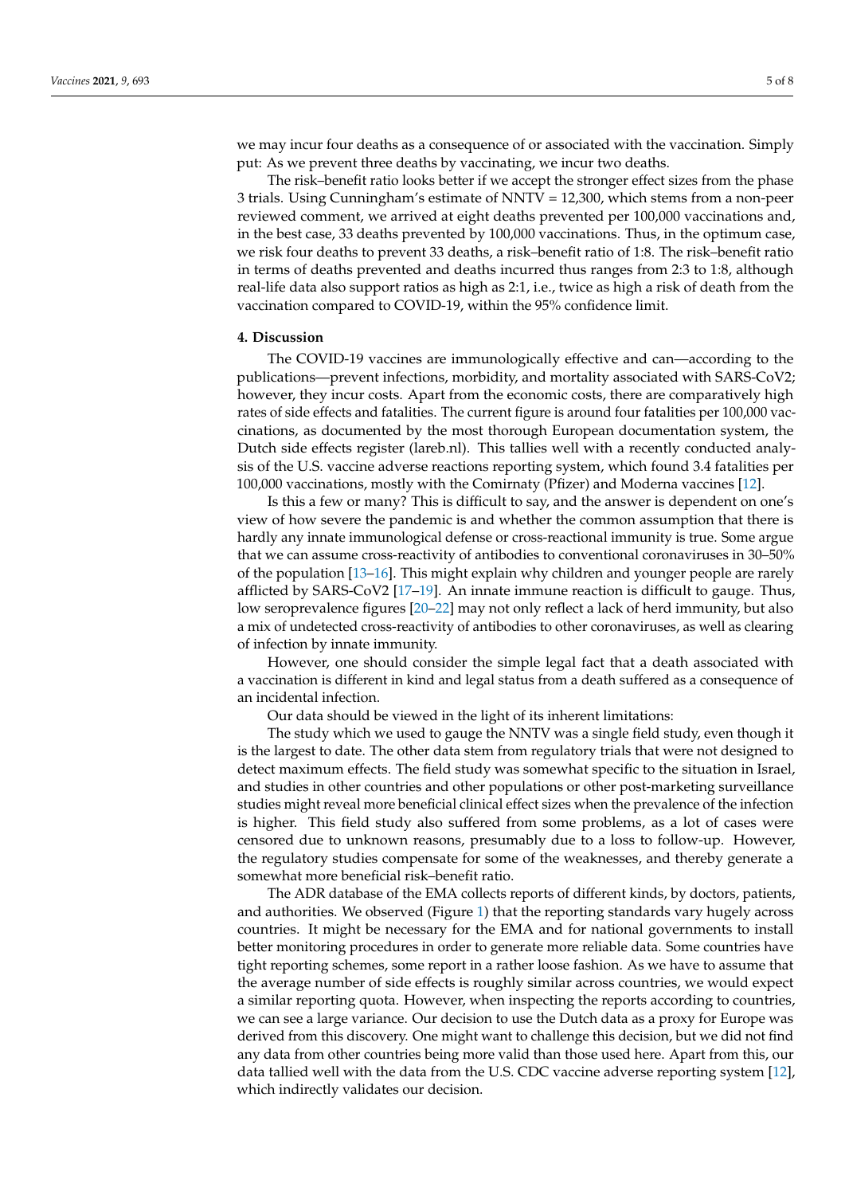we may incur four deaths as a consequence of or associated with the vaccination. Simply put: As we prevent three deaths by vaccinating, we incur two deaths.

The risk–benefit ratio looks better if we accept the stronger effect sizes from the phase 3 trials. Using Cunningham's estimate of NNTV = 12,300, which stems from a non-peer reviewed comment, we arrived at eight deaths prevented per 100,000 vaccinations and, in the best case, 33 deaths prevented by 100,000 vaccinations. Thus, in the optimum case, we risk four deaths to prevent 33 deaths, a risk–benefit ratio of 1:8. The risk–benefit ratio in terms of deaths prevented and deaths incurred thus ranges from 2:3 to 1:8, although real-life data also support ratios as high as 2:1, i.e., twice as high a risk of death from the vaccination compared to COVID-19, within the 95% confidence limit.

## 4. Discussion

The COVID-19 vaccines are immunologically effective and can—according to the publications—prevent infections, morbidity, and mortality associated with SARS-CoV2; however, they incur costs. Apart from the economic costs, there are comparatively high rates of side effects and fatalities. The current figure is around four fatalities per 100,000 vaccinations, as documented by the most thorough European documentation system, the Dutch side effects register (lareb.nl). This tallies well with a recently conducted analysis of the U.S. vaccine adverse reactions reporting system, which found 3.4 fatalities per 100,000 vaccinations, mostly with the Comirnaty (Pfizer) and Moderna vaccines [12].

Is this a few or many? This is difficult to say, and the answer is dependent on one's view of how severe the pandemic is and whether the common assumption that there is hardly any innate immunological defense or cross-reactional immunity is true. Some argue that we can assume cross-reactivity of antibodies to conventional coronaviruses in 30–50% of the population [13–16]. This might explain why children and younger people are rarely afflicted by SARS-CoV2 [17–19]. An innate immune reaction is difficult to gauge. Thus, low seroprevalence figures [20–22] may not only reflect a lack of herd immunity, but also a mix of undetected cross-reactivity of antibodies to other coronaviruses, as well as clearing of infection by innate immunity.

However, one should consider the simple legal fact that a death associated with a vaccination is different in kind and legal status from a death suffered as a consequence of an incidental infection.

Our data should be viewed in the light of its inherent limitations:

The study which we used to gauge the NNTV was a single field study, even though it is the largest to date. The other data stem from regulatory trials that were not designed to detect maximum effects. The field study was somewhat specific to the situation in Israel, and studies in other countries and other populations or other post-marketing surveillance studies might reveal more beneficial clinical effect sizes when the prevalence of the infection is higher. This field study also suffered from some problems, as a lot of cases were censored due to unknown reasons, presumably due to a loss to follow-up. However, the regulatory studies compensate for some of the weaknesses, and thereby generate a somewhat more beneficial risk–benefit ratio.

The ADR database of the EMA collects reports of different kinds, by doctors, patients, and authorities. We observed (Figure 1) that the reporting standards vary hugely across countries. It might be necessary for the EMA and for national governments to install better monitoring procedures in order to generate more reliable data. Some countries have tight reporting schemes, some report in a rather loose fashion. As we have to assume that the average number of side effects is roughly similar across countries, we would expect a similar reporting quota. However, when inspecting the reports according to countries, we can see a large variance. Our decision to use the Dutch data as a proxy for Europe was derived from this discovery. One might want to challenge this decision, but we did not find any data from other countries being more valid than those used here. Apart from this, our data tallied well with the data from the U.S. CDC vaccine adverse reporting system [12], which indirectly validates our decision.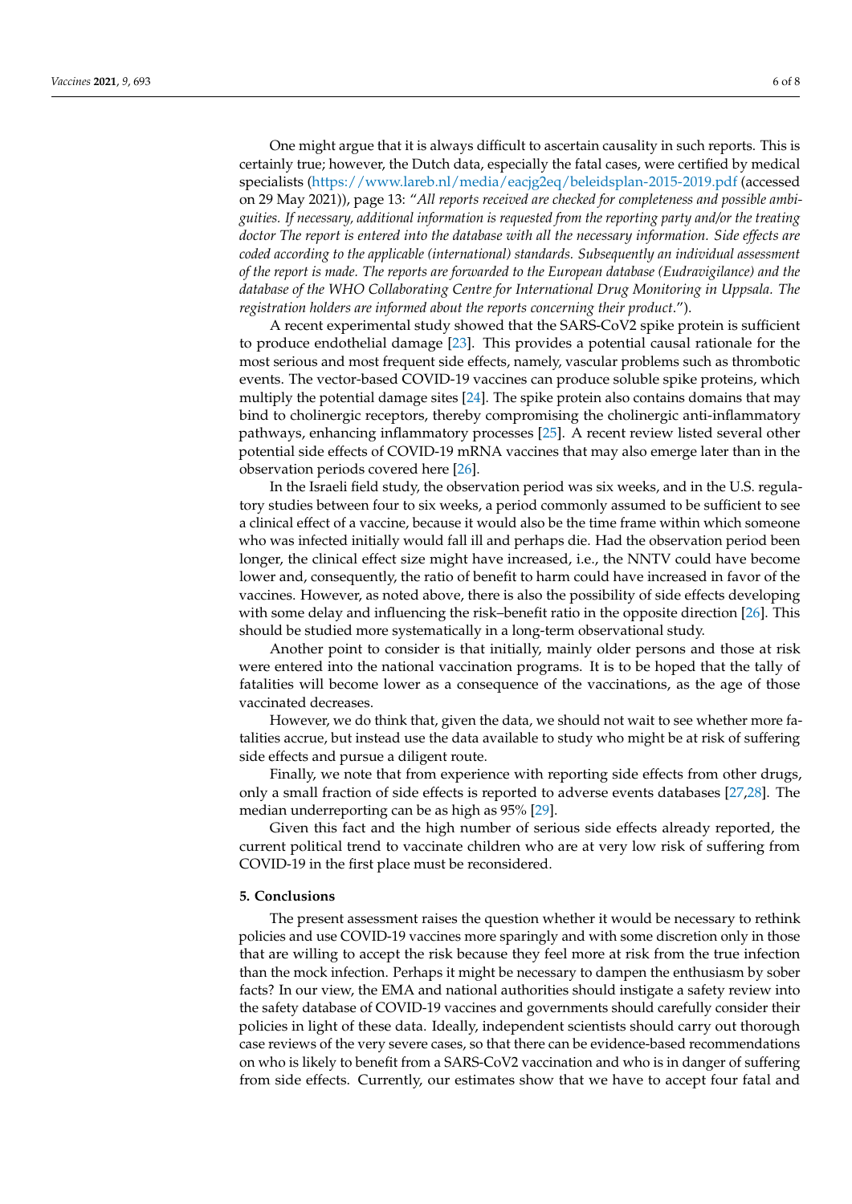One might argue that it is always difficult to ascertain causality in such reports. This is certainly true; however, the Dutch data, especially the fatal cases, were certified by medical specialists (https://www.lareb.nl/media/eacjg2eq/beleidsplan-2015-2019.pdf (accessed on 29 May 2021)), page 13: "*All reports received are checked for completeness and possible ambiguities. If necessary, additional information is requested from the reporting party and/or the treating doctor The report is entered into the database with all the necessary information. Side effects are coded according to the applicable (international) standards. Subsequently an individual assessment of the report is made. The reports are forwarded to the European database (Eudravigilance) and the database of the WHO Collaborating Centre for International Drug Monitoring in Uppsala. The registration holders are informed about the reports concerning their product.*").

A recent experimental study showed that the SARS-CoV2 spike protein is sufficient to produce endothelial damage [23]. This provides a potential causal rationale for the most serious and most frequent side effects, namely, vascular problems such as thrombotic events. The vector-based COVID-19 vaccines can produce soluble spike proteins, which multiply the potential damage sites [24]. The spike protein also contains domains that may bind to cholinergic receptors, thereby compromising the cholinergic anti-inflammatory pathways, enhancing inflammatory processes [25]. A recent review listed several other potential side effects of COVID-19 mRNA vaccines that may also emerge later than in the observation periods covered here [26].

In the Israeli field study, the observation period was six weeks, and in the U.S. regulatory studies between four to six weeks, a period commonly assumed to be sufficient to see a clinical effect of a vaccine, because it would also be the time frame within which someone who was infected initially would fall ill and perhaps die. Had the observation period been longer, the clinical effect size might have increased, i.e., the NNTV could have become lower and, consequently, the ratio of benefit to harm could have increased in favor of the vaccines. However, as noted above, there is also the possibility of side effects developing with some delay and influencing the risk–benefit ratio in the opposite direction [26]. This should be studied more systematically in a long-term observational study.

Another point to consider is that initially, mainly older persons and those at risk were entered into the national vaccination programs. It is to be hoped that the tally of fatalities will become lower as a consequence of the vaccinations, as the age of those vaccinated decreases.

However, we do think that, given the data, we should not wait to see whether more fatalities accrue, but instead use the data available to study who might be at risk of suffering side effects and pursue a diligent route.

Finally, we note that from experience with reporting side effects from other drugs, only a small fraction of side effects is reported to adverse events databases [27,28]. The median underreporting can be as high as 95% [29].

Given this fact and the high number of serious side effects already reported, the current political trend to vaccinate children who are at very low risk of suffering from COVID-19 in the first place must be reconsidered.

## 5. Conclusions

The present assessment raises the question whether it would be necessary to rethink policies and use COVID-19 vaccines more sparingly and with some discretion only in those that are willing to accept the risk because they feel more at risk from the true infection than the mock infection. Perhaps it might be necessary to dampen the enthusiasm by sober facts? In our view, the EMA and national authorities should instigate a safety review into the safety database of COVID-19 vaccines and governments should carefully consider their policies in light of these data. Ideally, independent scientists should carry out thorough case reviews of the very severe cases, so that there can be evidence-based recommendations on who is likely to benefit from a SARS-CoV2 vaccination and who is in danger of suffering from side effects. Currently, our estimates show that we have to accept four fatal and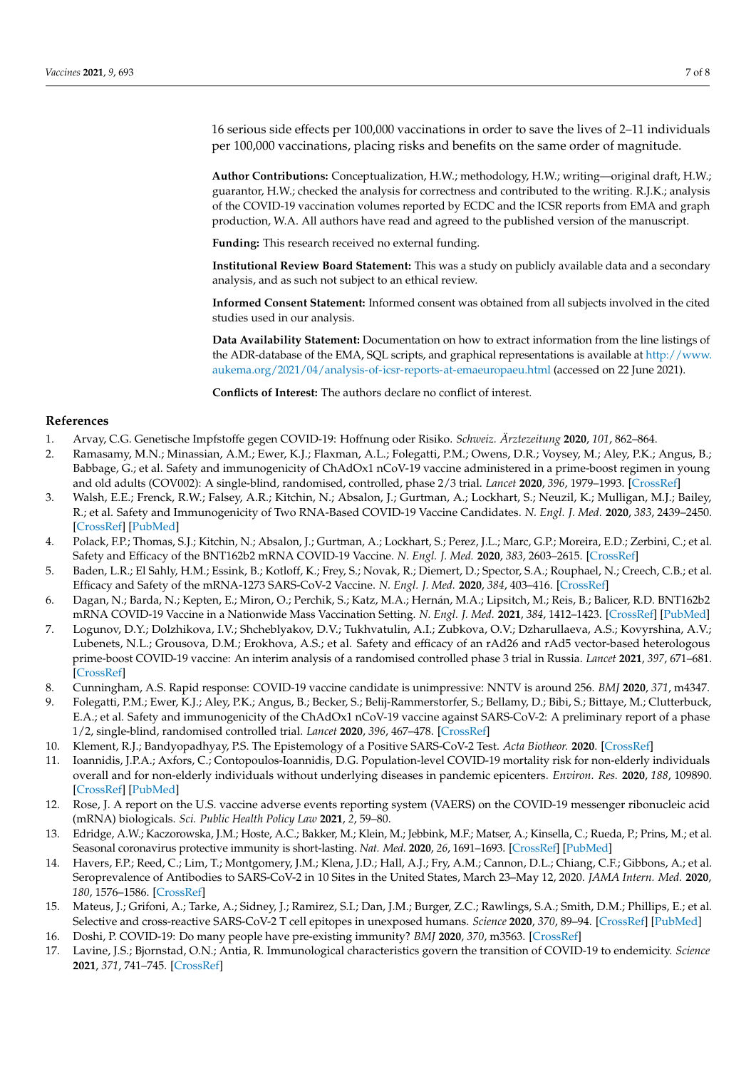16 serious side effects per 100,000 vaccinations in order to save the lives of 2–11 individuals per 100,000 vaccinations, placing risks and benefits on the same order of magnitude.

**Author Contributions:** Conceptualization, H.W.; methodology, H.W.; writing—original draft, H.W.; guarantor, H.W.; checked the analysis for correctness and contributed to the writing. R.J.K.; analysis of the COVID-19 vaccination volumes reported by ECDC and the ICSR reports from EMA and graph production, W.A. All authors have read and agreed to the published version of the manuscript.

**Funding:** This research received no external funding.

**Institutional Review Board Statement:** This was a study on publicly available data and a secondary analysis, and as such not subject to an ethical review.

**Informed Consent Statement:** Informed consent was obtained from all subjects involved in the cited studies used in our analysis.

**Data Availability Statement:** Documentation on how to extract information from the line listings of the ADR-database of the EMA, SQL scripts, and graphical representations is available at http://www.aukema.org/2021/04/analysis-of-icsr-reports-at-emaeuropaeu.html (accessed on 22 June 2021).

**Conflicts of Interest:** The authors declare no conflict of interest.

## References

1. Arvay, C.G. Genetische Impfstoffe gegen COVID-19: Hoffnung oder Risiko. *Schweiz. Ärztezeitung* **2020**, *101*, 862–864.
2. Ramasamy, M.N.; Minassian, A.M.; Ewer, K.J.; Flaxman, A.L.; Folegatti, P.M.; Owens, D.R.; Voysey, M.; Aley, P.K.; Angus, B.; Babbage, G.; et al. Safety and immunogenicity of ChAdOx1 nCoV-19 vaccine administered in a prime-boost regimen in young and old adults (COV002): A single-blind, randomised, controlled, phase 2/3 trial. *Lancet* **2020**, *396*, 1979–1993. [CrossRef]
3. Walsh, E.E.; Frenck, R.W.; Falsey, A.R.; Kitchin, N.; Absalon, J.; Gurtman, A.; Lockhart, S.; Neuzil, K.; Mulligan, M.J.; Bailey, R.; et al. Safety and Immunogenicity of Two RNA-Based COVID-19 Vaccine Candidates. *N. Engl. J. Med.* **2020**, *383*, 2439–2450. [CrossRef] [PubMed]
4. Polack, F.P.; Thomas, S.J.; Kitchin, N.; Absalon, J.; Gurtman, A.; Lockhart, S.; Perez, J.L.; Marc, G.P.; Moreira, E.D.; Zerbini, C.; et al. Safety and Efficacy of the BNT162b2 mRNA COVID-19 Vaccine. *N. Engl. J. Med.* **2020**, *383*, 2603–2615. [CrossRef]
5. Baden, L.R.; El Sahly, H.M.; Essink, B.; Kotloff, K.; Frey, S.; Novak, R.; Diemert, D.; Spector, S.A.; Rouphael, N.; Creech, C.B.; et al. Efficacy and Safety of the mRNA-1273 SARS-CoV-2 Vaccine. *N. Engl. J. Med.* **2020**, *384*, 403–416. [CrossRef]
6. Dagan, N.; Barda, N.; Kepten, E.; Miron, O.; Perchik, S.; Katz, M.A.; Hernán, M.A.; Lipsitch, M.; Reis, B.; Balicer, R.D. BNT162b2 mRNA COVID-19 Vaccine in a Nationwide Mass Vaccination Setting. *N. Engl. J. Med.* **2021**, *384*, 1412–1423. [CrossRef] [PubMed]
7. Logunov, D.Y.; Dolzhikova, I.V.; Shcheblyakov, D.V.; Tukhvatulin, A.I.; Zubkova, O.V.; Dzharullaeva, A.S.; Kovyrshina, A.V.; Lubenets, N.L.; Grousova, D.M.; Erokhova, A.S.; et al. Safety and efficacy of an rAd26 and rAd5 vector-based heterologous prime-boost COVID-19 vaccine: An interim analysis of a randomised controlled phase 3 trial in Russia. *Lancet* **2021**, *397*, 671–681. [CrossRef]
8. Cunningham, A.S. Rapid response: COVID-19 vaccine candidate is unimpressive: NNTV is around 256. *BMJ* **2020**, *371*, m4347.
9. Folegatti, P.M.; Ewer, K.J.; Aley, P.K.; Angus, B.; Becker, S.; Belij-Rammerstorfer, S.; Bellamy, D.; Bibi, S.; Bittaye, M.; Clutterbuck, E.A.; et al. Safety and immunogenicity of the ChAdOx1 nCoV-19 vaccine against SARS-CoV-2: A preliminary report of a phase 1/2, single-blind, randomised controlled trial. *Lancet* **2020**, *396*, 467–478. [CrossRef]
10. Klement, R.J.; Bandyopadhyay, P.S. The Epistemology of a Positive SARS-CoV-2 Test. *Acta Biotheor.* **2020**. [CrossRef]
11. Ioannidis, J.P.A.; Axfors, C.; Contopoulos-Ioannidis, D.G. Population-level COVID-19 mortality risk for non-elderly individuals overall and for non-elderly individuals without underlying diseases in pandemic epicenters. *Environ. Res.* **2020**, *188*, 109890. [CrossRef] [PubMed]
12. Rose, J. A report on the U.S. vaccine adverse events reporting system (VAERS) on the COVID-19 messenger ribonucleic acid (mRNA) biologicals. *Sci. Public Health Policy Law* **2021**, *2*, 59–80.
13. Edridge, A.W.; Kaczorowska, J.M.; Hoste, A.C.; Bakker, M.; Klein, M.; Jebbink, M.F.; Matser, A.; Kinsella, C.; Rueda, P.; Prins, M.; et al. Seasonal coronavirus protective immunity is short-lasting. *Nat. Med.* **2020**, *26*, 1691–1693. [CrossRef] [PubMed]
14. Havers, F.P.; Reed, C.; Lim, T.; Montgomery, J.M.; Klena, J.D.; Hall, A.J.; Fry, A.M.; Cannon, D.L.; Chiang, C.F.; Gibbons, A.; et al. Seroprevalence of Antibodies to SARS-CoV-2 in 10 Sites in the United States, March 23–May 12, 2020. *JAMA Intern. Med.* **2020**, *180*, 1576–1586. [CrossRef]
15. Mateus, J.; Grifoni, A.; Tarke, A.; Sidney, J.; Ramirez, S.I.; Dan, J.M.; Burger, Z.C.; Rawlings, S.A.; Smith, D.M.; Phillips, E.; et al. Selective and cross-reactive SARS-CoV-2 T cell epitopes in unexposed humans. *Science* **2020**, *370*, 89–94. [CrossRef] [PubMed]
16. Doshi, P. COVID-19: Do many people have pre-existing immunity? *BMJ* **2020**, *370*, m3563. [CrossRef]
17. Lavine, J.S.; Bjornstad, O.N.; Antia, R. Immunological characteristics govern the transition of COVID-19 to endemicity. *Science* **2021**, *371*, 741–745. [CrossRef]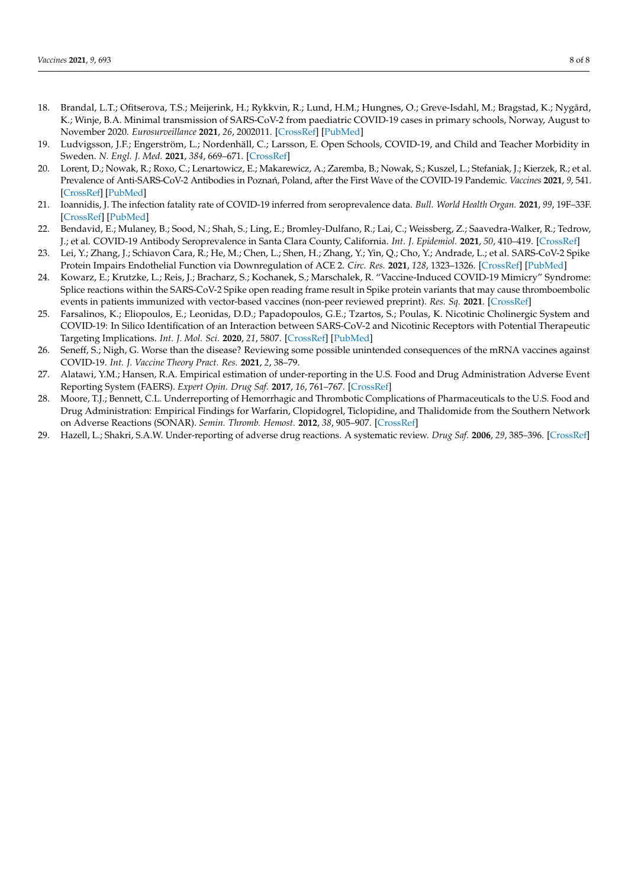18. Brandal, L.T.; Ofitserova, T.S.; Meijerink, H.; Rykkvin, R.; Lund, H.M.; Hungnes, O.; Greve-Isdahl, M.; Bragstad, K.; Nygård, K.; Winje, B.A. Minimal transmission of SARS-CoV-2 from paediatric COVID-19 cases in primary schools, Norway, August to November 2020. *Eurosurveillance* **2021**, *26*, 2002011. [CrossRef] [PubMed]
19. Ludvigsson, J.F.; Engerström, L.; Nordenhäll, C.; Larsson, E. Open Schools, COVID-19, and Child and Teacher Morbidity in Sweden. *N. Engl. J. Med.* **2021**, *384*, 669–671. [CrossRef]
20. Lorent, D.; Nowak, R.; Roxo, C.; Lenartowicz, E.; Makarewicz, A.; Zaremba, B.; Nowak, S.; Kuszel, L.; Stefaniak, J.; Kierzek, R.; et al. Prevalence of Anti-SARS-CoV-2 Antibodies in Poznań, Poland, after the First Wave of the COVID-19 Pandemic. *Vaccines* **2021**, *9*, 541. [CrossRef] [PubMed]
21. Ioannidis, J. The infection fatality rate of COVID-19 inferred from seroprevalence data. *Bull. World Health Organ.* **2021**, *99*, 19F–33F. [CrossRef] [PubMed]
22. Bendavid, E.; Mulaney, B.; Sood, N.; Shah, S.; Ling, E.; Bromley-Dulfano, R.; Lai, C.; Weissberg, Z.; Saavedra-Walker, R.; Tedrow, J.; et al. COVID-19 Antibody Seroprevalence in Santa Clara County, California. *Int. J. Epidemiol.* **2021**, *50*, 410–419. [CrossRef]
23. Lei, Y.; Zhang, J.; Schiavon Cara, R.; He, M.; Chen, L.; Shen, H.; Zhang, Y.; Yin, Q.; Cho, Y.; Andrade, L.; et al. SARS-CoV-2 Spike Protein Impairs Endothelial Function via Downregulation of ACE 2. *Circ. Res.* **2021**, *128*, 1323–1326. [CrossRef] [PubMed]
24. Kowarz, E.; Krutzke, L.; Reis, J.; Bracharz, S.; Kochanek, S.; Marschalek, R. "Vaccine-Induced COVID-19 Mimicry" Syndrome: Splice reactions within the SARS-CoV-2 Spike open reading frame result in Spike protein variants that may cause thromboembolic events in patients immunized with vector-based vaccines (non-peer reviewed preprint). *Res. Sq.* **2021**. [CrossRef]
25. Farsalinos, K.; Eliopoulos, E.; Leonidas, D.D.; Papadopoulos, G.E.; Tzartos, S.; Poulas, K. Nicotinic Cholinergic System and COVID-19: In Silico Identification of an Interaction between SARS-CoV-2 and Nicotinic Receptors with Potential Therapeutic Targeting Implications. *Int. J. Mol. Sci.* **2020**, *21*, 5807. [CrossRef] [PubMed]
26. Seneff, S.; Nigh, G. Worse than the disease? Reviewing some possible unintended consequences of the mRNA vaccines against COVID-19. *Int. J. Vaccine Theory Pract. Res.* **2021**, *2*, 38–79.
27. Alatawi, Y.M.; Hansen, R.A. Empirical estimation of under-reporting in the U.S. Food and Drug Administration Adverse Event Reporting System (FAERS). *Expert Opin. Drug Saf.* **2017**, *16*, 761–767. [CrossRef]
28. Moore, T.J.; Bennett, C.L. Underreporting of Hemorrhagic and Thrombotic Complications of Pharmaceuticals to the U.S. Food and Drug Administration: Empirical Findings for Warfarin, Clopidogrel, Ticlopidine, and Thalidomide from the Southern Network on Adverse Reactions (SONAR). *Semin. Thromb. Hemost.* **2012**, *38*, 905–907. [CrossRef]
29. Hazell, L.; Shakri, S.A.W. Under-reporting of adverse drug reactions. A systematic review. *Drug Saf.* **2006**, *29*, 385–396. [CrossRef]